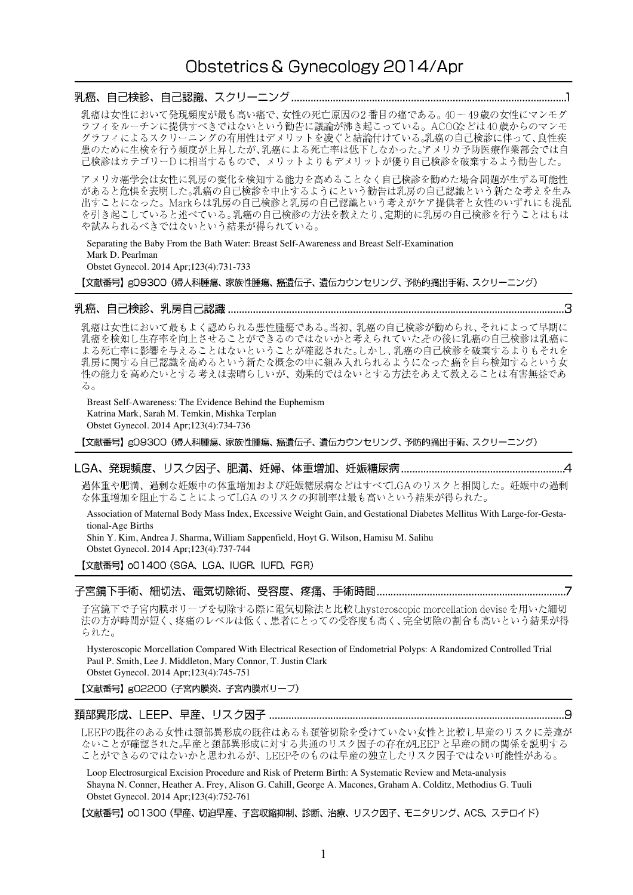# Obstetrics＆Gynecology 2014/Apr

## 乳癌、自己検診、自己認識、スクリーニング ....................1

乳癌は女性において発現頻度が最も高い癌で、女性の死亡原因の2番目の癌である。40～49歳の女性にマンモグラフィをルーチンに提供すべきではないという勧告に議論が沸き起こっている。ACOGなどは40歳からのマンモグラフィによるスクリーニングの有用性はデメリットを凌ぐと結論付けている。乳癌の自己検診に伴って、良性疾患のために生検を行う頻度が上昇したが、乳癌による死亡率は低下しなかった。アメリカ予防医療作業部会では自己検診はカテゴリーDに相当するもので、メリットよりもデメリットが優り自己検診を破棄するよう勧告した。

アメリカ癌学会は女性に乳房の変化を検知する能力を高めることなく自己検診を勧めた場合問題が生ずる可能性があると危惧を表明した。乳癌の自己検診を中止するようにという勧告は乳房の自己認識という新たな考えを生み出すことになった。Markらは乳房の自己検診と乳房の自己認識という考えがケア提供者と女性のいずれにも混乱を引き起こしていると述べている。乳癌の自己検診の方法を教えたり、定期的に乳房の自己検診を行うことはもはや試みられるべきではないという結果が得られている。

Separating the Baby From the Bath Water: Breast Self-Awareness and Breast Self-Examination
Mark D. Pearlman
Obstet Gynecol. 2014 Apr;123(4):731-733

【文献番号】g09300（婦人科腫瘍、家族性腫瘍、癌遺伝子、遺伝カウンセリング、予防的摘出手術、スクリーニング）

## 乳癌、自己検診、乳房自己認識 ....................3

乳癌は女性において最もよく認められる悪性腫瘍である。当初、乳癌の自己検診が勧められ、それによって早期に乳癌を検知し生存率を向上させることができるのではないかと考えられていた。その後に乳癌の自己検診は乳癌による死亡率に影響を与えることはないということが確認された。しかし、乳癌の自己検診を破棄するよりもそれを乳房に関する自己認識を高めるという新たな概念の中に組み入れられるようになった。癌を自ら検知するという女性の能力を高めたいとする考えは素晴らしいが、効果的ではないとする方法をあえて教えることは有害無益である。

Breast Self-Awareness: The Evidence Behind the Euphemism
Katrina Mark, Sarah M. Temkin, Mishka Terplan
Obstet Gynecol. 2014 Apr;123(4):734-736

【文献番号】g09300（婦人科腫瘍、家族性腫瘍、癌遺伝子、遺伝カウンセリング、予防的摘出手術、スクリーニング）

## LGA、発現頻度、リスク因子、肥満、妊婦、体重増加、妊娠糖尿病 ....................4

過体重や肥満、過剰な妊娠中の体重増加および妊娠糖尿病などはすべてLGAのリスクと相関した。妊娠中の過剰な体重増加を阻止することによってLGAのリスクの抑制率は最も高いという結果が得られた。

Association of Maternal Body Mass Index, Excessive Weight Gain, and Gestational Diabetes Mellitus With Large-for-Gestational-Age Births
Shin Y. Kim, Andrea J. Sharma, William Sappenfield, Hoyt G. Wilson, Hamisu M. Salihu
Obstet Gynecol. 2014 Apr;123(4):737-744

【文献番号】o01400（SGA、LGA、IUGR、IUFD、FGR）

## 子宮鏡下手術、細切法、電気切除術、受容度、疼痛、手術時間 ....................7

子宮鏡下で子宮内膜ポリープを切除する際に電気切除法と比較しhysteroscopic morcellation deviseを用いた細切法の方が時間が短く、疼痛のレベルは低く、患者にとっての受容度も高く、完全切除の割合も高いという結果が得られた。

Hysteroscopic Morcellation Compared With Electrical Resection of Endometrial Polyps: A Randomized Controlled Trial
Paul P. Smith, Lee J. Middleton, Mary Connor, T. Justin Clark
Obstet Gynecol. 2014 Apr;123(4):745-751

【文献番号】g02200（子宮内膜炎、子宮内膜ポリープ）

## 頚部異形成、LEEP、早産、リスク因子 ....................9

LEEPの既往のある女性は頚部異形成の既往はあるも頚管切除を受けていない女性と比較し早産のリスクに差違がないことが確認された。早産と頚部異形成に対する共通のリスク因子の存在がLEEPと早産の間の関係を説明することができるのではないかと思われるが、LEEPそのものは早産の独立したリスク因子ではない可能性がある。

Loop Electrosurgical Excision Procedure and Risk of Preterm Birth: A Systematic Review and Meta-analysis
Shayna N. Conner, Heather A. Frey, Alison G. Cahill, George A. Macones, Graham A. Colditz, Methodius G. Tuuli
Obstet Gynecol. 2014 Apr;123(4):752-761

【文献番号】o01300（早産、切迫早産、子宮収縮抑制、診断、治療、リスク因子、モニタリング、ACS、ステロイド）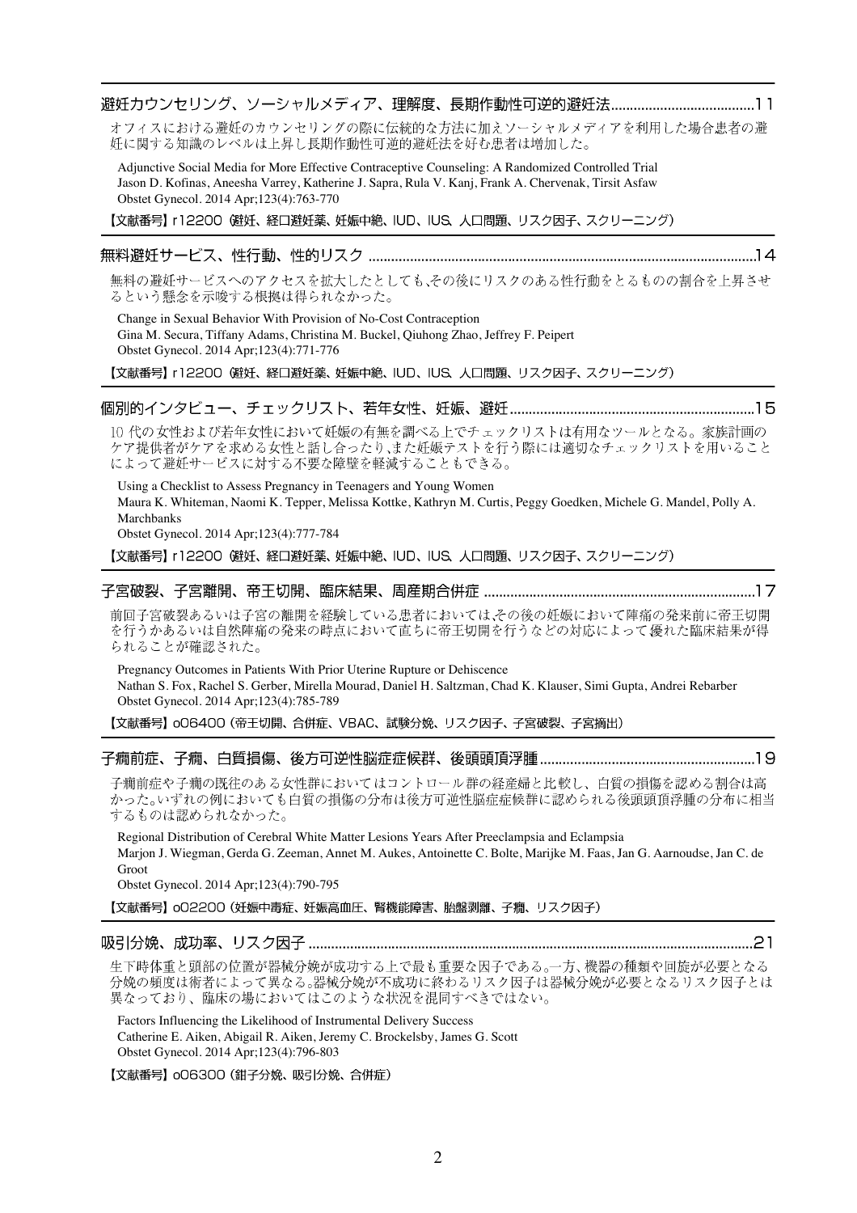## 避妊カウンセリング、ソーシャルメディア、理解度、長期作動性可逆的避妊法......................................11

オフィスにおける避妊のカウンセリングの際に伝統的な方法に加えソーシャルメディアを利用した場合患者の避妊に関する知識のレベルは上昇し長期作動性可逆的避妊法を好む患者は増加した。

Adjunctive Social Media for More Effective Contraceptive Counseling: A Randomized Controlled Trial
Jason D. Kofinas, Aneesha Varrey, Katherine J. Sapra, Rula V. Kanj, Frank A. Chervenak, Tirsit Asfaw
Obstet Gynecol. 2014 Apr;123(4):763-770

【文献番号】r12200（避妊、経口避妊薬、妊娠中絶、IUD、IUS、人口問題、リスク因子、スクリーニング）

## 無料避妊サービス、性行動、性的リスク ......................................................................................................14

無料の避妊サービスへのアクセスを拡大したとしても､その後にリスクのある性行動をとるものの割合を上昇させるという懸念を示唆する根拠は得られなかった。

Change in Sexual Behavior With Provision of No-Cost Contraception
Gina M. Secura, Tiffany Adams, Christina M. Buckel, Qiuhong Zhao, Jeffrey F. Peipert
Obstet Gynecol. 2014 Apr;123(4):771-776

【文献番号】r12200（避妊、経口避妊薬、妊娠中絶、IUD、IUS、人口問題、リスク因子、スクリーニング）

## 個別的インタビュー、チェックリスト、若年女性、妊娠、避妊.................................................................15

10 代の女性および若年女性において妊娠の有無を調べる上でチェックリストは有用なツールとなる。家族計画のケア提供者がケアを求める女性と話し合ったり､また妊娠テストを行う際には適切なチェックリストを用いることによって避妊サービスに対する不要な障壁を軽減することもできる。

Using a Checklist to Assess Pregnancy in Teenagers and Young Women
Maura K. Whiteman, Naomi K. Tepper, Melissa Kottke, Kathryn M. Curtis, Peggy Goedken, Michele G. Mandel, Polly A. Marchbanks
Obstet Gynecol. 2014 Apr;123(4):777-784

【文献番号】r12200（避妊、経口避妊薬、妊娠中絶、IUD、IUS、人口問題、リスク因子、スクリーニング）

## 子宮破裂、子宮離開、帝王切開、臨床結果、周産期合併症 .......................................................................17

前回子宮破裂あるいは子宮の離開を経験している患者においては､その後の妊娠において陣痛の発来前に帝王切開を行うかあるいは自然陣痛の発来の時点において直ちに帝王切開を行うなどの対応によって優れた臨床結果が得られることが確認された。

Pregnancy Outcomes in Patients With Prior Uterine Rupture or Dehiscence
Nathan S. Fox, Rachel S. Gerber, Mirella Mourad, Daniel H. Saltzman, Chad K. Klauser, Simi Gupta, Andrei Rebarber
Obstet Gynecol. 2014 Apr;123(4):785-789

【文献番号】o06400（帝王切開、合併症、VBAC、試験分娩、リスク因子、子宮破裂、子宮摘出）

## 子癇前症、子癇、白質損傷、後方可逆性脳症症候群、後頭頭頂浮腫........................................................19

子癇前症や子癇の既往のある女性群においてはコントロール群の経産婦と比較し、白質の損傷を認める割合は高かった。いずれの例においても白質の損傷の分布は後方可逆性脳症症候群に認められる後頭頭頂浮腫の分布に相当するものは認められなかった。

Regional Distribution of Cerebral White Matter Lesions Years After Preeclampsia and Eclampsia
Marjon J. Wiegman, Gerda G. Zeeman, Annet M. Aukes, Antoinette C. Bolte, Marijke M. Faas, Jan G. Aarnoudse, Jan C. de Groot
Obstet Gynecol. 2014 Apr;123(4):790-795

【文献番号】o02200（妊娠中毒症、妊娠高血圧、腎機能障害、胎盤剥離、子癇、リスク因子）

## 吸引分娩、成功率、リスク因子 ....................................................................................................................21

生下時体重と頭部の位置が器械分娩が成功する上で最も重要な因子である｡一方､機器の種類や回旋が必要となる分娩の頻度は術者によって異なる｡器械分娩が不成功に終わるリスク因子は器械分娩が必要となるリスク因子とは異なっており、臨床の場においてはこのような状況を混同すべきではない。

Factors Influencing the Likelihood of Instrumental Delivery Success
Catherine E. Aiken, Abigail R. Aiken, Jeremy C. Brockelsby, James G. Scott
Obstet Gynecol. 2014 Apr;123(4):796-803

【文献番号】o06300（鉗子分娩、吸引分娩、合併症）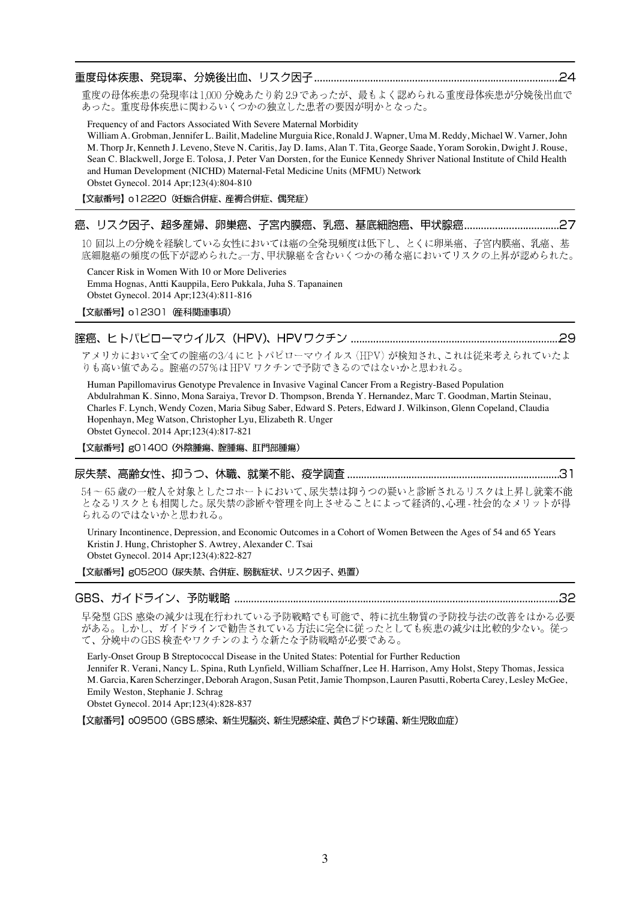## 重度母体疾患、発現率、分娩後出血、リスク因子......24

重度の母体疾患の発現率は1,000分娩あたり約2.9であったが、最もよく認められる重度母体疾患が分娩後出血であった。重度母体疾患に関わるいくつかの独立した患者の要因が明かとなった。

Frequency of and Factors Associated With Severe Maternal Morbidity
William A. Grobman, Jennifer L. Bailit, Madeline Murguia Rice, Ronald J. Wapner, Uma M. Reddy, Michael W. Varner, John M. Thorp Jr, Kenneth J. Leveno, Steve N. Caritis, Jay D. Iams, Alan T. Tita, George Saade, Yoram Sorokin, Dwight J. Rouse, Sean C. Blackwell, Jorge E. Tolosa, J. Peter Van Dorsten, for the Eunice Kennedy Shriver National Institute of Child Health and Human Development (NICHD) Maternal-Fetal Medicine Units (MFMU) Network
Obstet Gynecol. 2014 Apr;123(4):804-810

【文献番号】o12220（妊娠合併症、産褥合併症、偶発症）

## 癌、リスク因子、超多産婦、卵巣癌、子宮内膜癌、乳癌、基底細胞癌、甲状腺癌......27

10回以上の分娩を経験している女性においては癌の全発現頻度は低下し、とくに卵巣癌、子宮内膜癌、乳癌、基底細胞癌の頻度の低下が認められた。一方、甲状腺癌を含むいくつかの稀な癌においてリスクの上昇が認められた。

Cancer Risk in Women With 10 or More Deliveries
Emma Hognas, Antti Kauppila, Eero Pukkala, Juha S. Tapanainen
Obstet Gynecol. 2014 Apr;123(4):811-816

【文献番号】o12301（産科関連事項）

## 腟癌、ヒトパピローマウイルス（HPV）、HPVワクチン......29

アメリカにおいて全ての腟癌の3/4にヒトパピローマウイルス（HPV）が検知され、これは従来考えられていたよりも高い値である。腟癌の57%はHPVワクチンで予防できるのではないかと思われる。

Human Papillomavirus Genotype Prevalence in Invasive Vaginal Cancer From a Registry-Based Population
Abdulrahman K. Sinno, Mona Saraiya, Trevor D. Thompson, Brenda Y. Hernandez, Marc T. Goodman, Martin Steinau, Charles F. Lynch, Wendy Cozen, Maria Sibug Saber, Edward S. Peters, Edward J. Wilkinson, Glenn Copeland, Claudia Hopenhayn, Meg Watson, Christopher Lyu, Elizabeth R. Unger
Obstet Gynecol. 2014 Apr;123(4):817-821

【文献番号】g01400（外陰腫瘍、腟腫瘍、肛門部腫瘍）

## 尿失禁、高齢女性、抑うつ、休職、就業不能、疫学調査......31

54～65歳の一般人を対象としたコホートにおいて、尿失禁は抑うつの疑いと診断されるリスクは上昇し就業不能となるリスクとも相関した。尿失禁の診断や管理を向上させることによって経済的、心理-社会的なメリットが得られるのではないかと思われる。

Urinary Incontinence, Depression, and Economic Outcomes in a Cohort of Women Between the Ages of 54 and 65 Years
Kristin J. Hung, Christopher S. Awtrey, Alexander C. Tsai
Obstet Gynecol. 2014 Apr;123(4):822-827

【文献番号】g05200（尿失禁、合併症、膀胱症状、リスク因子、処置）

## GBS、ガイドライン、予防戦略......32

早発型GBS感染の減少は現在行われている予防戦略でも可能で、特に抗生物質の予防投与法の改善をはかる必要がある。しかし、ガイドラインで勧告されている方法に完全に従ったとしても疾患の減少は比較的少ない。従って、分娩中のGBS検査やワクチンのような新たな予防戦略が必要である。

Early-Onset Group B Streptococcal Disease in the United States: Potential for Further Reduction
Jennifer R. Verani, Nancy L. Spina, Ruth Lynfield, William Schaffner, Lee H. Harrison, Amy Holst, Stepy Thomas, Jessica M. Garcia, Karen Scherzinger, Deborah Aragon, Susan Petit, Jamie Thompson, Lauren Pasutti, Roberta Carey, Lesley McGee, Emily Weston, Stephanie J. Schrag
Obstet Gynecol. 2014 Apr;123(4):828-837

【文献番号】o09500（GBS感染、新生児脳炎、新生児感染症、黄色ブドウ球菌、新生児敗血症）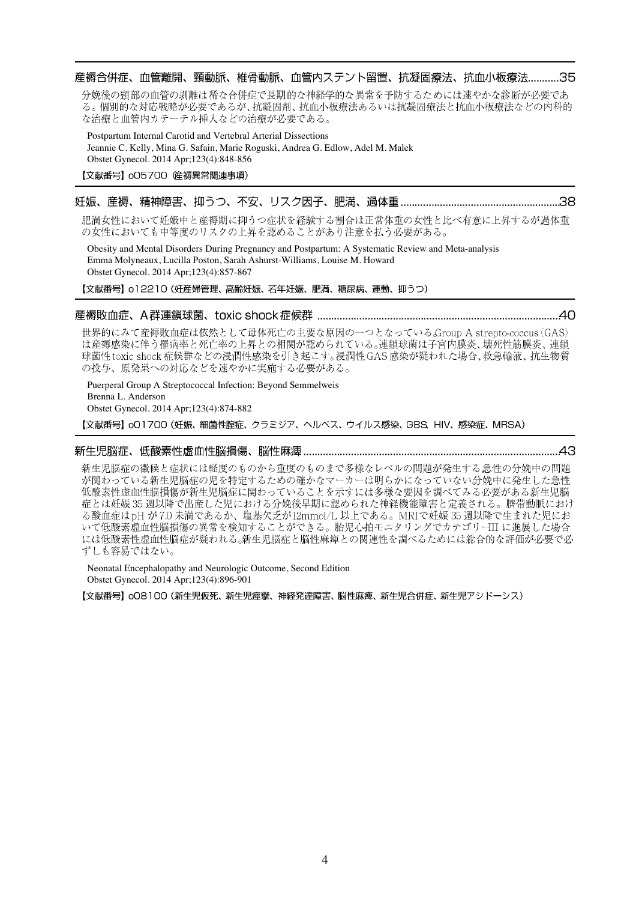## 産褥合併症、血管離開、頸動脈、椎骨動脈、血管内ステント留置、抗凝固療法、抗血小板療法...........35

分娩後の頸部の血管の剥離は稀な合併症で長期的な神経学的な異常を予防するためには速やかな診断が必要である。個別的な対応戦略が必要であるが、抗凝固剤、抗血小板療法あるいは抗凝固療法と抗血小板療法などの内科的な治療と血管内カテーテル挿入などの治療が必要である。

Postpartum Internal Carotid and Vertebral Arterial Dissections
Jeannie C. Kelly, Mina G. Safain, Marie Roguski, Andrea G. Edlow, Adel M. Malek
Obstet Gynecol. 2014 Apr;123(4):848-856

【文献番号】o05700（産褥異常関連事項）

## 妊娠、産褥、精神障害、抑うつ、不安、リスク因子、肥満、過体重........................................................38

肥満女性において妊娠中と産褥期に抑うつ症状を経験する割合は正常体重の女性と比べ有意に上昇するが過体重の女性においても中等度のリスクの上昇を認めることがあり注意を払う必要がある。

Obesity and Mental Disorders During Pregnancy and Postpartum: A Systematic Review and Meta-analysis
Emma Molyneaux, Lucilla Poston, Sarah Ashurst-Williams, Louise M. Howard
Obstet Gynecol. 2014 Apr;123(4):857-867

【文献番号】o12210（妊産婦管理、高齢妊娠、若年妊娠、肥満、糖尿病、運動、抑うつ）

## 産褥敗血症、A群連鎖球菌、toxic shock症候群 .....................................................................................40

世界的にみて産褥敗血症は依然として母体死亡の主要な原因の一つとなっている。Group A strepto-coccus（GAS）は産褥感染に伴う罹病率と死亡率の上昇との相関が認められている。連鎖球菌は子宮内膜炎、壊死性筋膜炎、連鎖球菌性toxic shock症候群などの浸潤性感染を引き起こす。浸潤性GAS感染が疑われた場合、救急輸液、抗生物質の投与、原発巣への対応などを速やかに実施する必要がある。

Puerperal Group A Streptococcal Infection: Beyond Semmelweis
Brenna L. Anderson
Obstet Gynecol. 2014 Apr;123(4):874-882

【文献番号】o01700（妊娠、細菌性腟症、クラミジア、ヘルペス、ウイルス感染、GBS、HIV、感染症、MRSA）

## 新生児脳症、低酸素性虚血性脳損傷、脳性麻痺.........................................................................................43

新生児脳症の徴候と症状には軽度のものから重度のものまで多様なレベルの問題が発生する急性の分娩中の問題が関わっている新生児脳症の児を特定するための確かなマーカーは明らかになっていない分娩中に発生した急性低酸素性虚血性脳損傷が新生児脳症に関わっていることを示すには多様な要因を調べてみる必要がある新生児脳症とは妊娠35週以降で出産した児における分娩後早期に認められた神経機能障害と定義される。臍帯動脈における酸血症はpHが7.0未満であるか、塩基欠乏が12mmol/L以上である。MRIで妊娠35週以降で生まれた児において低酸素虚血性脳損傷の異常を検知することができる。胎児心拍モニタリングでカテゴリ－III に進展した場合には低酸素性虚血性脳症が疑われる。新生児脳症と脳性麻痺との関連性を調べるためには総合的な評価が必要で必ずしも容易ではない。

Neonatal Encephalopathy and Neurologic Outcome, Second Edition
Obstet Gynecol. 2014 Apr;123(4):896-901

【文献番号】o08100（新生児仮死、新生児痙攣、神経発達障害、脳性麻痺、新生児合併症、新生児アシドーシス）